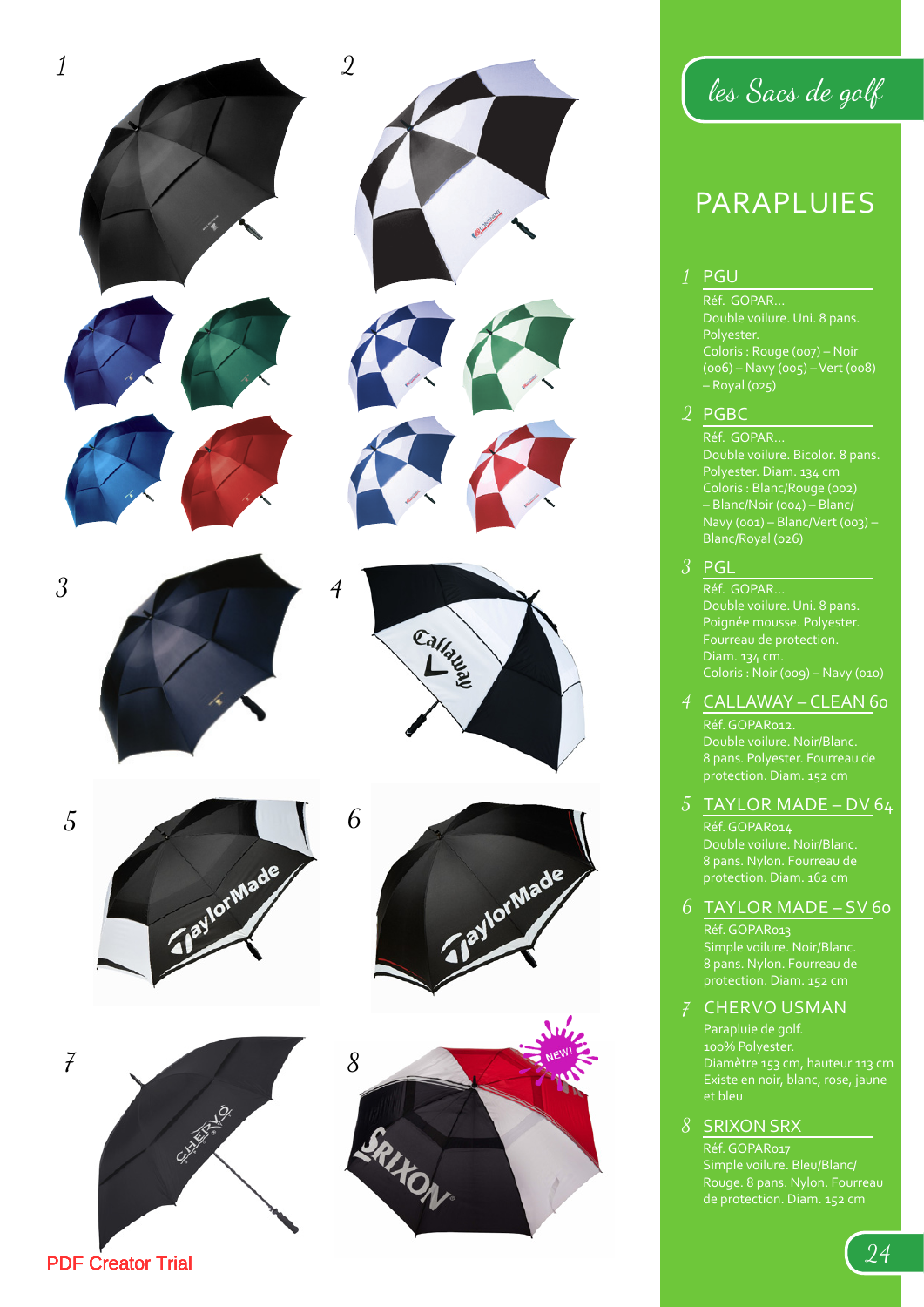## les Sacs de golf

# PARAPLUIES

### 1 PGU

Réf. GOPAR...
Double voilure. Uni. 8 pans.
Polyester.
Coloris : Rouge (007) – Noir (006) – Navy (005) – Vert (008) – Royal (025)

### 2 PGBC

Réf. GOPAR...
Double voilure. Bicolor. 8 pans.
Polyester. Diam. 134 cm
Coloris : Blanc/Rouge (002) – Blanc/Noir (004) – Blanc/Navy (001) – Blanc/Vert (003) – Blanc/Royal (026)

### 3 PGL

Réf. GOPAR...
Double voilure. Uni. 8 pans.
Poignée mousse. Polyester.
Fourreau de protection.
Diam. 134 cm.
Coloris : Noir (009) – Navy (010)

### 4 CALLAWAY – CLEAN 60

Réf. GOPAR012.
Double voilure. Noir/Blanc.
8 pans. Polyester. Fourreau de protection. Diam. 152 cm

### 5 TAYLOR MADE – DV 64

Réf. GOPAR014
Double voilure. Noir/Blanc.
8 pans. Nylon. Fourreau de protection. Diam. 162 cm

### 6 TAYLOR MADE – SV 60

Réf. GOPAR013
Simple voilure. Noir/Blanc.
8 pans. Nylon. Fourreau de protection. Diam. 152 cm

### 7 CHERVO USMAN

Parapluie de golf.
100% Polyester.
Diamètre 153 cm, hauteur 113 cm
Existe en noir, blanc, rose, jaune et bleu

### 8 SRIXON SRX

Réf. GOPAR017
Simple voilure. Bleu/Blanc/Rouge. 8 pans. Nylon. Fourreau de protection. Diam. 152 cm

PDF Creator Trial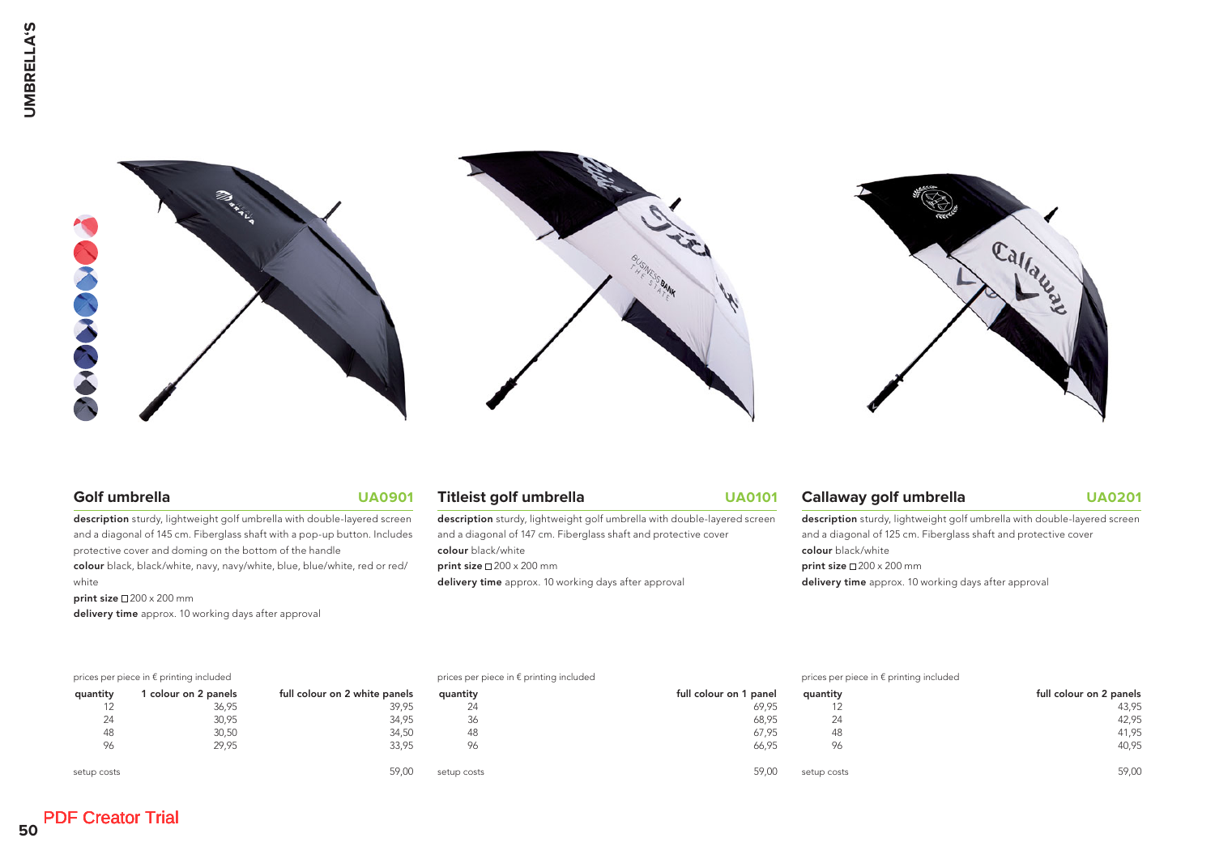## Golf umbrella UA0901

**description** sturdy, lightweight golf umbrella with double-layered screen and a diagonal of 145 cm. Fiberglass shaft with a pop-up button. Includes protective cover and doming on the bottom of the handle

**colour** black, black/white, navy, navy/white, blue, blue/white, red or red/white

**print size** ☐ 200 x 200 mm

**delivery time** approx. 10 working days after approval

prices per piece in € printing included

| quantity | 1 colour on 2 panels | full colour on 2 white panels |
|---|---|---|
| 12 | 36,95 | 39,95 |
| 24 | 30,95 | 34,95 |
| 48 | 30,50 | 34,50 |
| 96 | 29,95 | 33,95 |
| setup costs | | 59,00 |

## Titleist golf umbrella UA0101

**description** sturdy, lightweight golf umbrella with double-layered screen and a diagonal of 147 cm. Fiberglass shaft and protective cover

**colour** black/white

**print size** ☐ 200 x 200 mm

**delivery time** approx. 10 working days after approval

prices per piece in € printing included

| quantity | full colour on 1 panel |
|---|---|
| 24 | 69,95 |
| 36 | 68,95 |
| 48 | 67,95 |
| 96 | 66,95 |
| setup costs | 59,00 |

## Callaway golf umbrella UA0201

**description** sturdy, lightweight golf umbrella with double-layered screen and a diagonal of 125 cm. Fiberglass shaft and protective cover

**colour** black/white

**print size** ☐ 200 x 200 mm

**delivery time** approx. 10 working days after approval

prices per piece in € printing included

| quantity | full colour on 2 panels |
|---|---|
| 12 | 43,95 |
| 24 | 42,95 |
| 48 | 41,95 |
| 96 | 40,95 |
| setup costs | 59,00 |

PDF Creator Trial